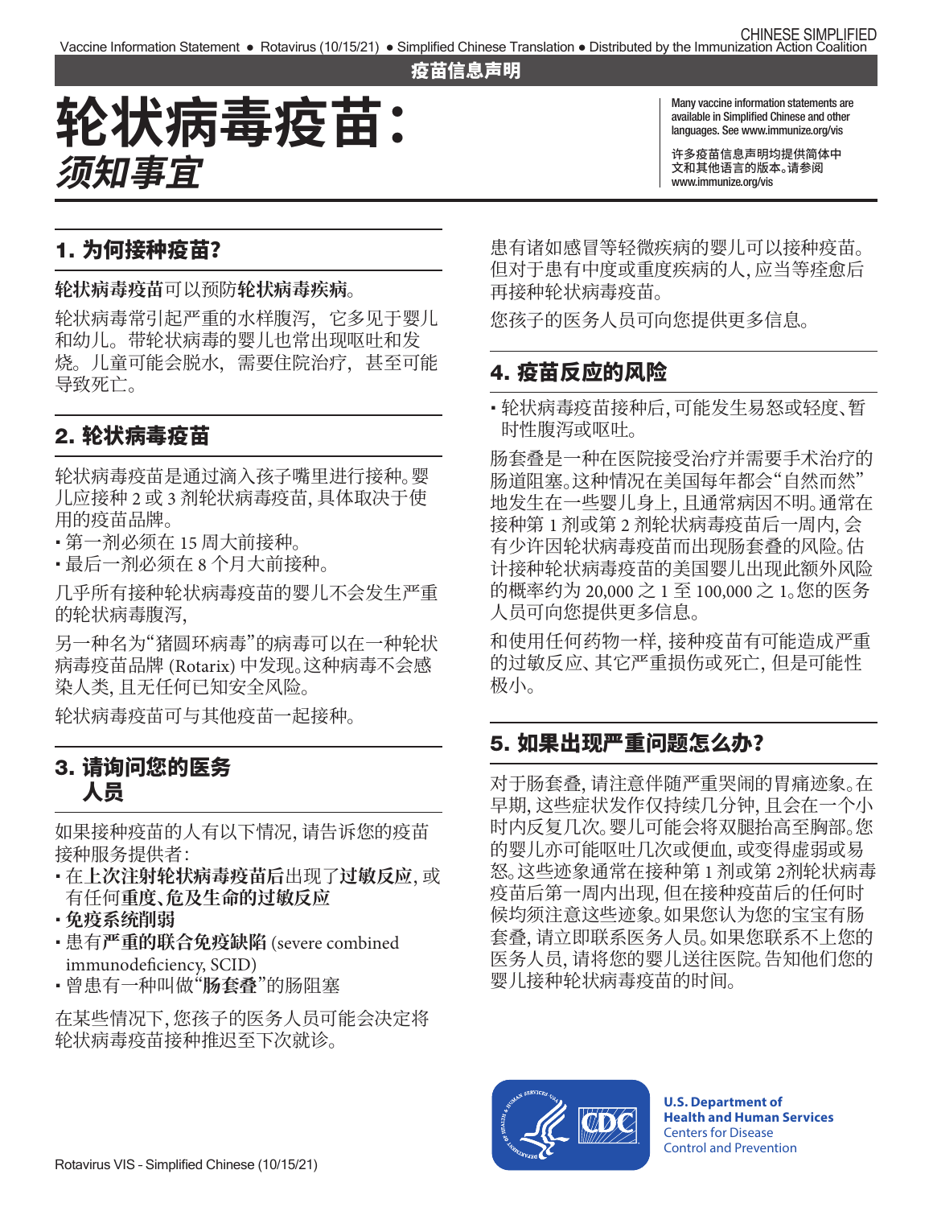疫苗信息声明

# 轮状病毒疫苗：*须知事宜*

Many vaccine information statements are available in Simplified Chinese and other languages. See www.immunize.org/vis

许多疫苗信息声明均提供简体中文和其他语言的版本。请参阅 www.immunize.org/vis

## 1. 为何接种疫苗？

**轮状病毒疫苗**可以预防**轮状病毒疾病**。

轮状病毒常引起严重的水样腹泻，它多见于婴儿和幼儿。带轮状病毒的婴儿也常出现呕吐和发烧。儿童可能会脱水，需要住院治疗，甚至可能导致死亡。

## 2. 轮状病毒疫苗

轮状病毒疫苗是通过滴入孩子嘴里进行接种。婴儿应接种 2 或 3 剂轮状病毒疫苗, 具体取决于使用的疫苗品牌。

- 第一剂必须在 15 周大前接种。
- 最后一剂必须在 8 个月大前接种。

几乎所有接种轮状病毒疫苗的婴儿不会发生严重的轮状病毒腹泻,

另一种名为"猪圆环病毒"的病毒可以在一种轮状病毒疫苗品牌 (Rotarix) 中发现。这种病毒不会感染人类, 且无任何已知安全风险。

轮状病毒疫苗可与其他疫苗一起接种。

## 3. 请询问您的医务人员

如果接种疫苗的人有以下情况, 请告诉您的疫苗接种服务提供者：

- 在**上次注射轮状病毒疫苗后**出现了**过敏反应**, 或有任何**重度、危及生命的过敏反应**
- **免疫系统削弱**
- 患有**严重的联合免疫缺陷** (severe combined immunodeficiency, SCID)
- 曾患有一种叫做"**肠套叠**"的肠阻塞

在某些情况下, 您孩子的医务人员可能会决定将轮状病毒疫苗接种推迟至下次就诊。

患有诸如感冒等轻微疾病的婴儿可以接种疫苗。但对于患有中度或重度疾病的人, 应当等痊愈后再接种轮状病毒疫苗。

您孩子的医务人员可向您提供更多信息。

## 4. 疫苗反应的风险

- 轮状病毒疫苗接种后, 可能发生易怒或轻度、暂时性腹泻或呕吐。

肠套叠是一种在医院接受治疗并需要手术治疗的肠道阻塞。这种情况在美国每年都会"自然而然"地发生在一些婴儿身上, 且通常病因不明。通常在接种第 1 剂或第 2 剂轮状病毒疫苗后一周内, 会有少许因轮状病毒疫苗而出现肠套叠的风险。估计接种轮状病毒疫苗的美国婴儿出现此额外风险的概率约为 20,000 之 1 至 100,000 之 1。您的医务人员可向您提供更多信息。

和使用任何药物一样, 接种疫苗有可能造成严重的过敏反应、其它严重损伤或死亡, 但是可能性极小。

## 5. 如果出现严重问题怎么办？

对于肠套叠, 请注意伴随严重哭闹的胃痛迹象。在早期, 这些症状发作仅持续几分钟, 且会在一个小时内反复几次。婴儿可能会将双腿抬高至胸部。您的婴儿亦可能呕吐几次或便血, 或变得虚弱或易怒。这些迹象通常在接种第 1 剂或第 2剂轮状病毒疫苗后第一周内出现, 但在接种疫苗后的任何时候均须注意这些迹象。如果您认为您的宝宝有肠套叠, 请立即联系医务人员。如果您联系不上您的医务人员, 请将您的婴儿送往医院。告知他们您的婴儿接种轮状病毒疫苗的时间。

U.S. Department of Health and Human Services
Centers for Disease Control and Prevention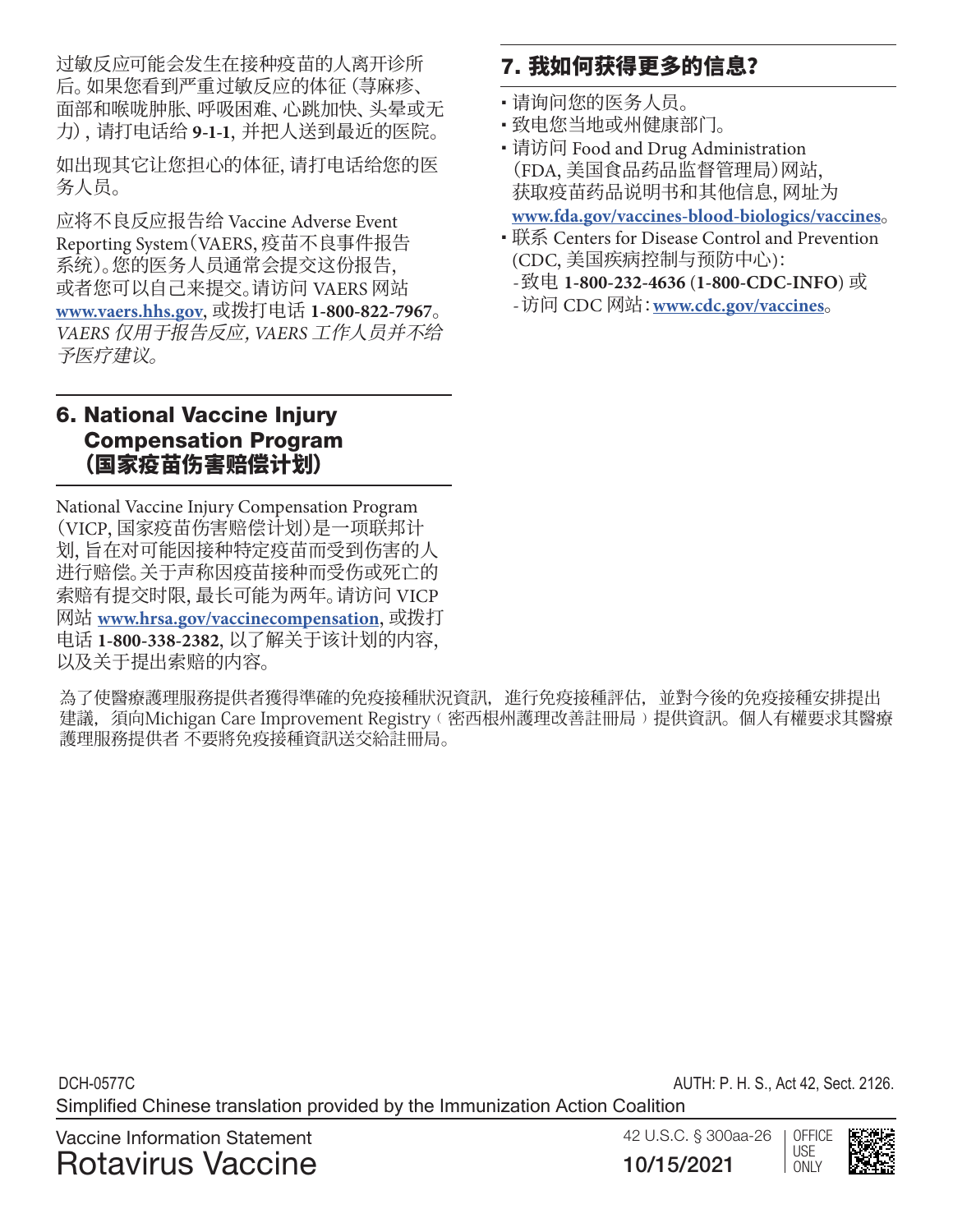过敏反应可能会发生在接种疫苗的人离开诊所后。如果您看到严重过敏反应的体征 (荨麻疹、面部和喉咙肿胀、呼吸困难、心跳加快、头晕或无力), 请打电话给 **9-1-1**, 并把人送到最近的医院。

如出现其它让您担心的体征, 请打电话给您的医务人员。

应将不良反应报告给 Vaccine Adverse Event Reporting System(VAERS, 疫苗不良事件报告系统)。您的医务人员通常会提交这份报告, 或者您可以自己来提交。请访问 VAERS 网站 **www.vaers.hhs.gov**, 或拨打电话 **1-800-822-7967**。*VAERS 仅用于报告反应, VAERS 工作人员并不给予医疗建议。*

## 6. National Vaccine Injury Compensation Program (国家疫苗伤害赔偿计划)

National Vaccine Injury Compensation Program (VICP, 国家疫苗伤害赔偿计划)是一项联邦计划, 旨在对可能因接种特定疫苗而受到伤害的人进行赔偿。关于声称因疫苗接种而受伤或死亡的索赔有提交时限, 最长可能为两年。请访问 VICP 网站 **www.hrsa.gov/vaccinecompensation**, 或拨打电话 **1-800-338-2382**, 以了解关于该计划的内容, 以及关于提出索赔的内容。

## 7. 我如何获得更多的信息?

- 请询问您的医务人员。
- 致电您当地或州健康部门。
- 请访问 Food and Drug Administration (FDA, 美国食品药品监督管理局)网站, 获取疫苗药品说明书和其他信息, 网址为 **www.fda.gov/vaccines-blood-biologics/vaccines**。
- 联系 Centers for Disease Control and Prevention (CDC, 美国疾病控制与预防中心):
  - 致电 **1-800-232-4636** (**1-800-CDC-INFO**) 或
  - 访问 CDC 网站: **www.cdc.gov/vaccines**。

為了使醫療護理服務提供者獲得準確的免疫接種狀況資訊，進行免疫接種評估，並對今後的免疫接種安排提出建議，須向Michigan Care Improvement Registry（密西根州護理改善註冊局）提供資訊。個人有權要求其醫療護理服務提供者 不要將免疫接種資訊送交給註冊局。

DCH-0577C

AUTH: P. H. S., Act 42, Sect. 2126.

Simplified Chinese translation provided by the Immunization Action Coalition

Vaccine Information Statement
Rotavirus Vaccine

42 U.S.C. § 300aa-26

**10/15/2021**

OFFICE USE ONLY